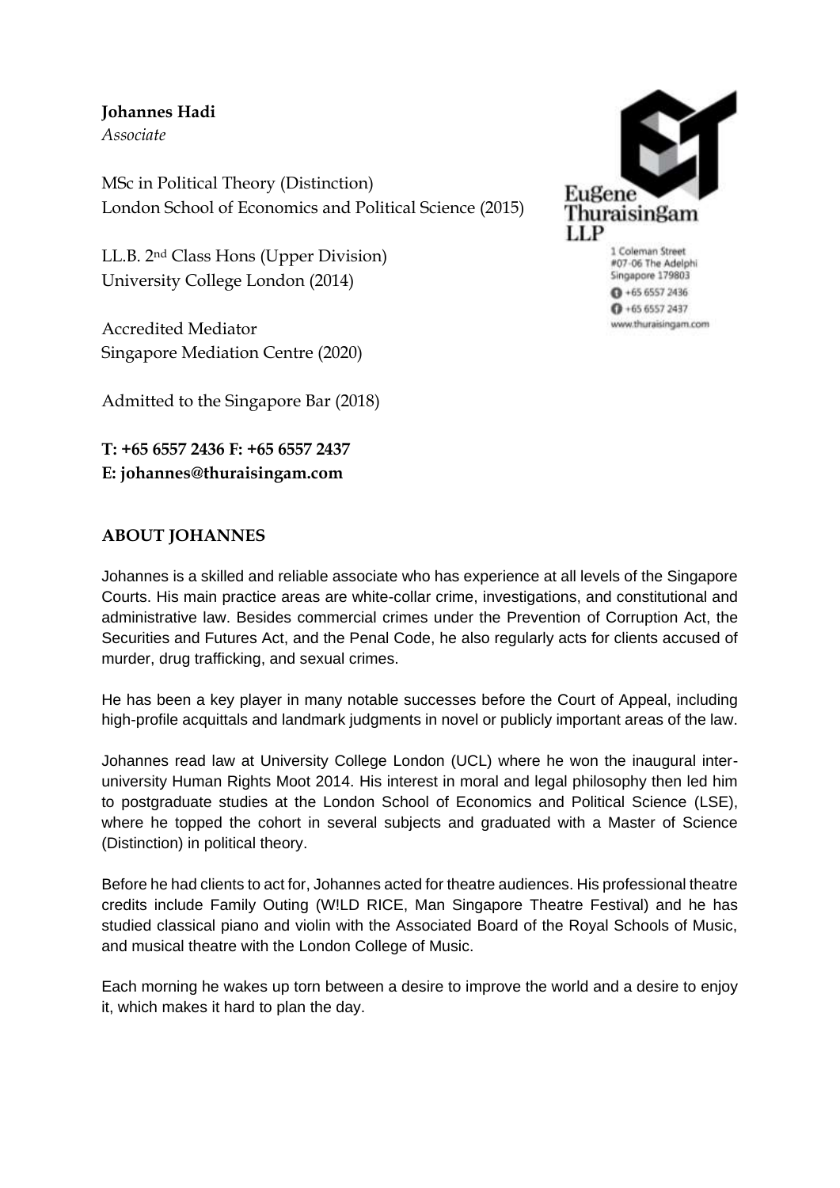**Johannes Hadi**
*Associate*

MSc in Political Theory (Distinction)
London School of Economics and Political Science (2015)

LL.B. 2nd Class Hons (Upper Division)
University College London (2014)

Accredited Mediator
Singapore Mediation Centre (2020)

Admitted to the Singapore Bar (2018)

**T: +65 6557 2436 F: +65 6557 2437**
**E: johannes@thuraisingam.com**

Eugene Thuraisingam LLP
1 Coleman Street
#07-06 The Adelphi
Singapore 179803
+65 6557 2436
+65 6557 2437
www.thuraisingam.com

## ABOUT JOHANNES

Johannes is a skilled and reliable associate who has experience at all levels of the Singapore Courts. His main practice areas are white-collar crime, investigations, and constitutional and administrative law. Besides commercial crimes under the Prevention of Corruption Act, the Securities and Futures Act, and the Penal Code, he also regularly acts for clients accused of murder, drug trafficking, and sexual crimes.

He has been a key player in many notable successes before the Court of Appeal, including high-profile acquittals and landmark judgments in novel or publicly important areas of the law.

Johannes read law at University College London (UCL) where he won the inaugural inter-university Human Rights Moot 2014. His interest in moral and legal philosophy then led him to postgraduate studies at the London School of Economics and Political Science (LSE), where he topped the cohort in several subjects and graduated with a Master of Science (Distinction) in political theory.

Before he had clients to act for, Johannes acted for theatre audiences. His professional theatre credits include Family Outing (W!LD RICE, Man Singapore Theatre Festival) and he has studied classical piano and violin with the Associated Board of the Royal Schools of Music, and musical theatre with the London College of Music.

Each morning he wakes up torn between a desire to improve the world and a desire to enjoy it, which makes it hard to plan the day.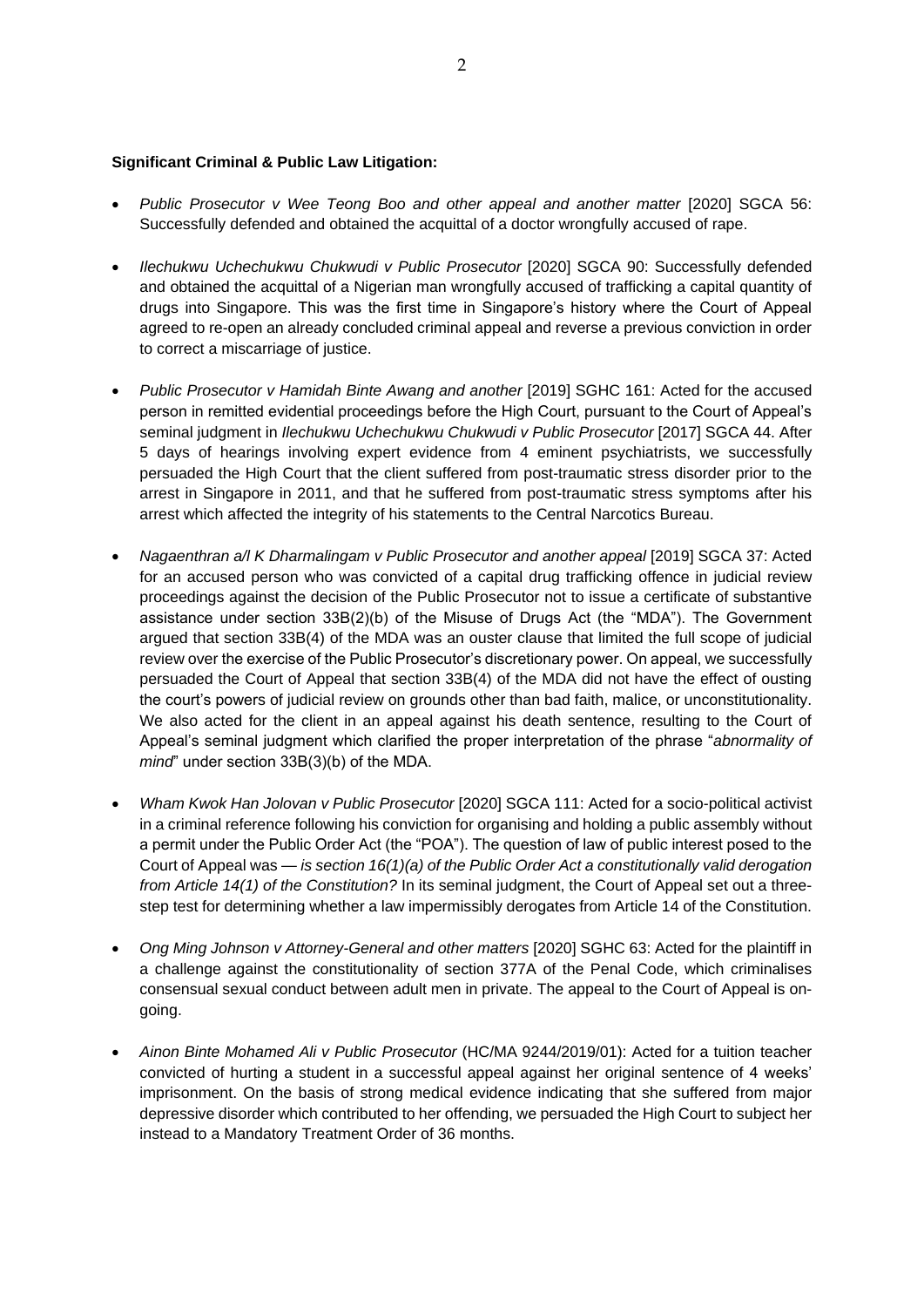**Significant Criminal & Public Law Litigation:**

- *Public Prosecutor v Wee Teong Boo and other appeal and another matter* [2020] SGCA 56: Successfully defended and obtained the acquittal of a doctor wrongfully accused of rape.

- *Ilechukwu Uchechukwu Chukwudi v Public Prosecutor* [2020] SGCA 90: Successfully defended and obtained the acquittal of a Nigerian man wrongfully accused of trafficking a capital quantity of drugs into Singapore. This was the first time in Singapore's history where the Court of Appeal agreed to re-open an already concluded criminal appeal and reverse a previous conviction in order to correct a miscarriage of justice.

- *Public Prosecutor v Hamidah Binte Awang and another* [2019] SGHC 161: Acted for the accused person in remitted evidential proceedings before the High Court, pursuant to the Court of Appeal's seminal judgment in *Ilechukwu Uchechukwu Chukwudi v Public Prosecutor* [2017] SGCA 44. After 5 days of hearings involving expert evidence from 4 eminent psychiatrists, we successfully persuaded the High Court that the client suffered from post-traumatic stress disorder prior to the arrest in Singapore in 2011, and that he suffered from post-traumatic stress symptoms after his arrest which affected the integrity of his statements to the Central Narcotics Bureau.

- *Nagaenthran a/l K Dharmalingam v Public Prosecutor and another appeal* [2019] SGCA 37: Acted for an accused person who was convicted of a capital drug trafficking offence in judicial review proceedings against the decision of the Public Prosecutor not to issue a certificate of substantive assistance under section 33B(2)(b) of the Misuse of Drugs Act (the "MDA"). The Government argued that section 33B(4) of the MDA was an ouster clause that limited the full scope of judicial review over the exercise of the Public Prosecutor's discretionary power. On appeal, we successfully persuaded the Court of Appeal that section 33B(4) of the MDA did not have the effect of ousting the court's powers of judicial review on grounds other than bad faith, malice, or unconstitutionality. We also acted for the client in an appeal against his death sentence, resulting to the Court of Appeal's seminal judgment which clarified the proper interpretation of the phrase "*abnormality of mind*" under section 33B(3)(b) of the MDA.

- *Wham Kwok Han Jolovan v Public Prosecutor* [2020] SGCA 111: Acted for a socio-political activist in a criminal reference following his conviction for organising and holding a public assembly without a permit under the Public Order Act (the "POA"). The question of law of public interest posed to the Court of Appeal was — *is section 16(1)(a) of the Public Order Act a constitutionally valid derogation from Article 14(1) of the Constitution?* In its seminal judgment, the Court of Appeal set out a three-step test for determining whether a law impermissibly derogates from Article 14 of the Constitution.

- *Ong Ming Johnson v Attorney-General and other matters* [2020] SGHC 63: Acted for the plaintiff in a challenge against the constitutionality of section 377A of the Penal Code, which criminalises consensual sexual conduct between adult men in private. The appeal to the Court of Appeal is on-going.

- *Ainon Binte Mohamed Ali v Public Prosecutor* (HC/MA 9244/2019/01): Acted for a tuition teacher convicted of hurting a student in a successful appeal against her original sentence of 4 weeks' imprisonment. On the basis of strong medical evidence indicating that she suffered from major depressive disorder which contributed to her offending, we persuaded the High Court to subject her instead to a Mandatory Treatment Order of 36 months.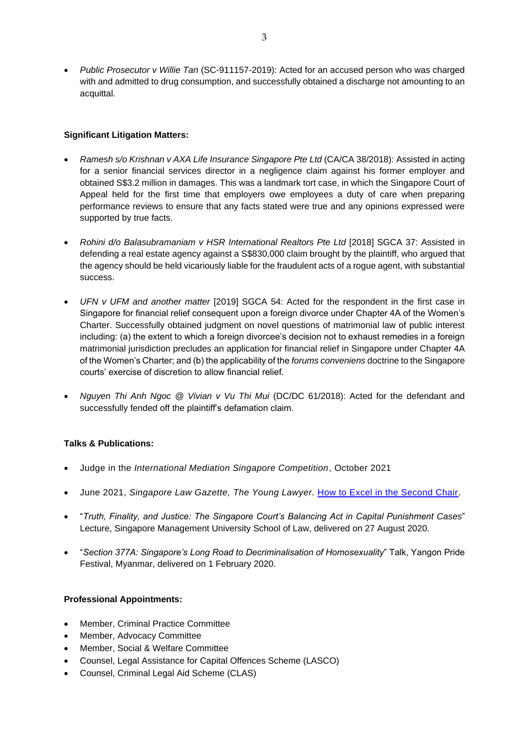- *Public Prosecutor v Willie Tan* (SC-911157-2019): Acted for an accused person who was charged with and admitted to drug consumption, and successfully obtained a discharge not amounting to an acquittal.

**Significant Litigation Matters:**

- *Ramesh s/o Krishnan v AXA Life Insurance Singapore Pte Ltd* (CA/CA 38/2018): Assisted in acting for a senior financial services director in a negligence claim against his former employer and obtained S$3.2 million in damages. This was a landmark tort case, in which the Singapore Court of Appeal held for the first time that employers owe employees a duty of care when preparing performance reviews to ensure that any facts stated were true and any opinions expressed were supported by true facts.

- *Rohini d/o Balasubramaniam v HSR International Realtors Pte Ltd* [2018] SGCA 37: Assisted in defending a real estate agency against a S$830,000 claim brought by the plaintiff, who argued that the agency should be held vicariously liable for the fraudulent acts of a rogue agent, with substantial success.

- *UFN v UFM and another matter* [2019] SGCA 54: Acted for the respondent in the first case in Singapore for financial relief consequent upon a foreign divorce under Chapter 4A of the Women's Charter. Successfully obtained judgment on novel questions of matrimonial law of public interest including: (a) the extent to which a foreign divorcee's decision not to exhaust remedies in a foreign matrimonial jurisdiction precludes an application for financial relief in Singapore under Chapter 4A of the Women's Charter; and (b) the applicability of the *forums conveniens* doctrine to the Singapore courts' exercise of discretion to allow financial relief.

- *Nguyen Thi Anh Ngoc @ Vivian v Vu Thi Mui* (DC/DC 61/2018): Acted for the defendant and successfully fended off the plaintiff's defamation claim.

**Talks & Publications:**

- Judge in the *International Mediation Singapore Competition*, October 2021
- June 2021, *Singapore Law Gazette, The Young Lawyer.* [How to Excel in the Second Chair](#).
- "*Truth, Finality, and Justice: The Singapore Court's Balancing Act in Capital Punishment Cases*" Lecture, Singapore Management University School of Law, delivered on 27 August 2020.
- "*Section 377A: Singapore's Long Road to Decriminalisation of Homosexuality*" Talk, Yangon Pride Festival, Myanmar, delivered on 1 February 2020.

**Professional Appointments:**

- Member, Criminal Practice Committee
- Member, Advocacy Committee
- Member, Social & Welfare Committee
- Counsel, Legal Assistance for Capital Offences Scheme (LASCO)
- Counsel, Criminal Legal Aid Scheme (CLAS)